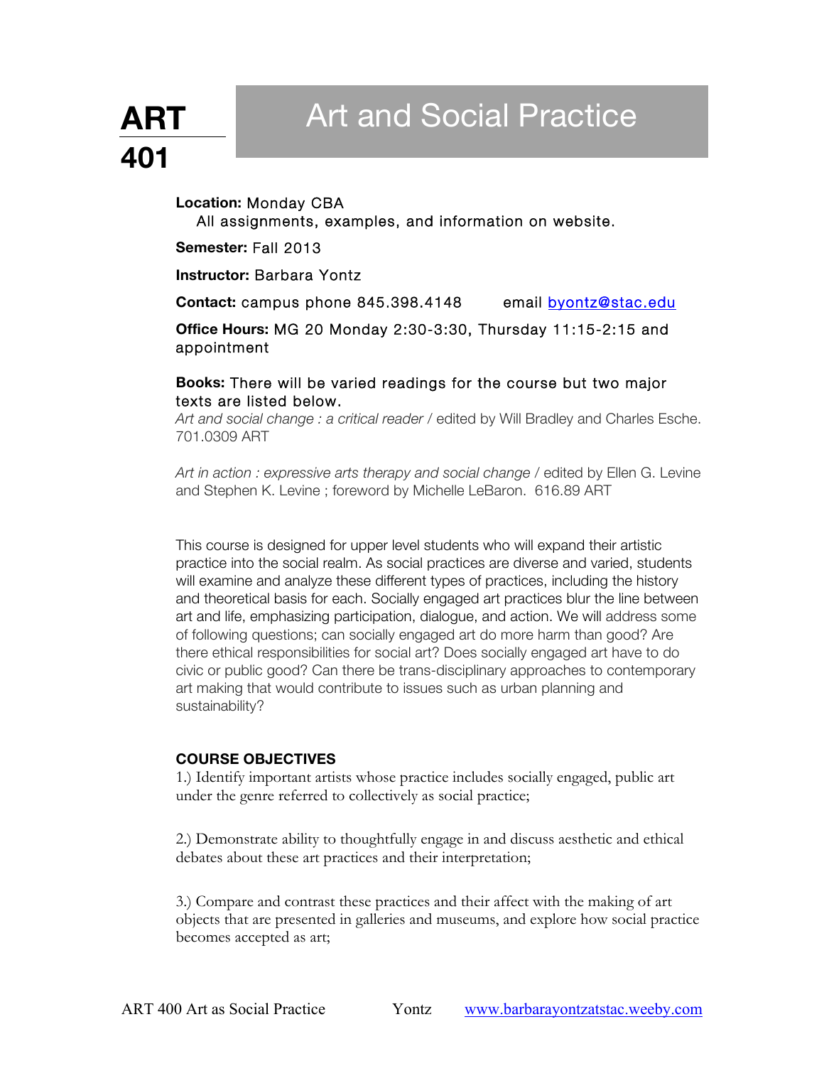# ART 401 Art and Social Practice

**Location:** Monday CBA
All assignments, examples, and information on website.

**Semester:** Fall 2013

**Instructor:** Barbara Yontz

**Contact:** campus phone 845.398.4148 email byontz@stac.edu

**Office Hours:** MG 20 Monday 2:30-3:30, Thursday 11:15-2:15 and appointment

**Books:** There will be varied readings for the course but two major texts are listed below.

*Art and social change : a critical reader* / edited by Will Bradley and Charles Esche. 701.0309 ART

*Art in action : expressive arts therapy and social change* / edited by Ellen G. Levine and Stephen K. Levine ; foreword by Michelle LeBaron. 616.89 ART

This course is designed for upper level students who will expand their artistic practice into the social realm. As social practices are diverse and varied, students will examine and analyze these different types of practices, including the history and theoretical basis for each. Socially engaged art practices blur the line between art and life, emphasizing participation, dialogue, and action. We will address some of following questions; can socially engaged art do more harm than good? Are there ethical responsibilities for social art? Does socially engaged art have to do civic or public good? Can there be trans-disciplinary approaches to contemporary art making that would contribute to issues such as urban planning and sustainability?

## COURSE OBJECTIVES

1.) Identify important artists whose practice includes socially engaged, public art under the genre referred to collectively as social practice;

2.) Demonstrate ability to thoughtfully engage in and discuss aesthetic and ethical debates about these art practices and their interpretation;

3.) Compare and contrast these practices and their affect with the making of art objects that are presented in galleries and museums, and explore how social practice becomes accepted as art;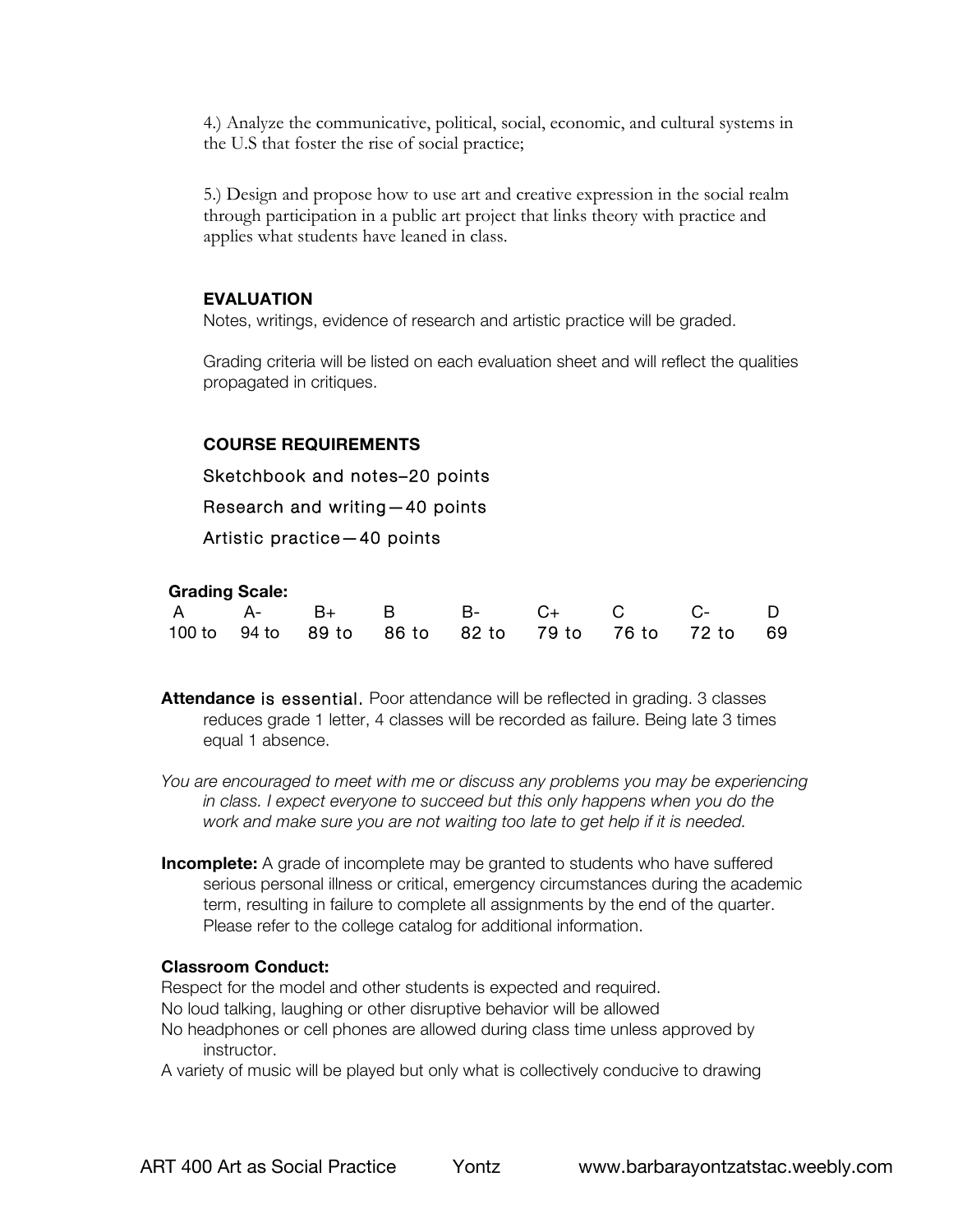4.) Analyze the communicative, political, social, economic, and cultural systems in the U.S that foster the rise of social practice;

5.) Design and propose how to use art and creative expression in the social realm through participation in a public art project that links theory with practice and applies what students have leaned in class.

**EVALUATION**

Notes, writings, evidence of research and artistic practice will be graded.

Grading criteria will be listed on each evaluation sheet and will reflect the qualities propagated in critiques.

**COURSE REQUIREMENTS**

Sketchbook and notes–20 points

Research and writing—40 points

Artistic practice—40 points

**Grading Scale:**

| A | A- | B+ | B | B- | C+ | C | C- | D |
|---|---|---|---|---|---|---|---|---|
| 100 to | 94 to | 89 to | 86 to | 82 to | 79 to | 76 to | 72 to | 69 |

**Attendance** is essential. Poor attendance will be reflected in grading. 3 classes reduces grade 1 letter, 4 classes will be recorded as failure. Being late 3 times equal 1 absence.

*You are encouraged to meet with me or discuss any problems you may be experiencing in class. I expect everyone to succeed but this only happens when you do the work and make sure you are not waiting too late to get help if it is needed.*

**Incomplete:** A grade of incomplete may be granted to students who have suffered serious personal illness or critical, emergency circumstances during the academic term, resulting in failure to complete all assignments by the end of the quarter. Please refer to the college catalog for additional information.

**Classroom Conduct:**

Respect for the model and other students is expected and required.
No loud talking, laughing or other disruptive behavior will be allowed
No headphones or cell phones are allowed during class time unless approved by instructor.
A variety of music will be played but only what is collectively conducive to drawing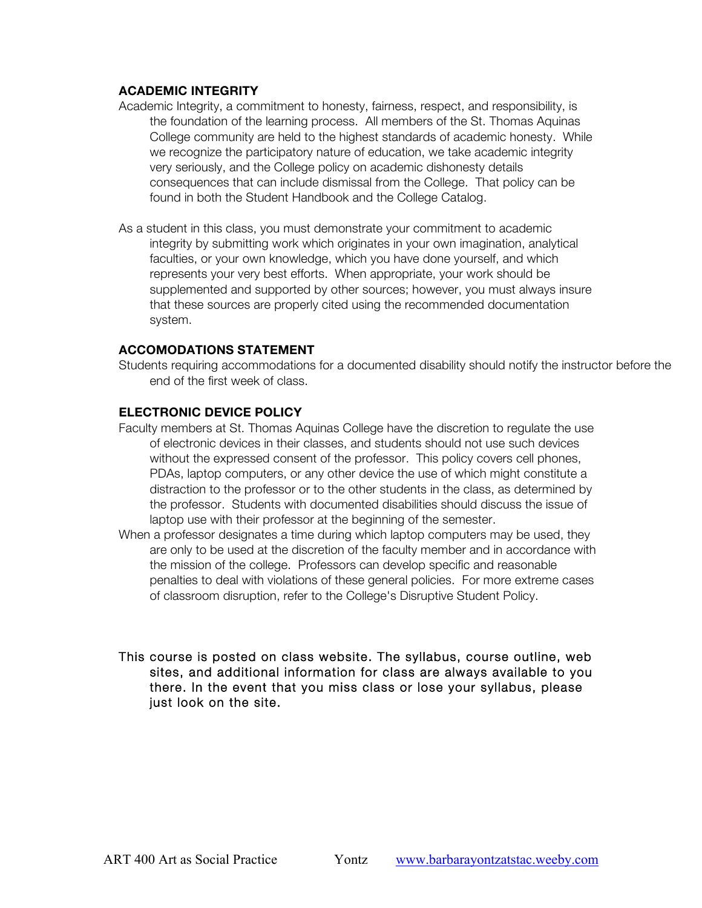**ACADEMIC INTEGRITY**

Academic Integrity, a commitment to honesty, fairness, respect, and responsibility, is the foundation of the learning process. All members of the St. Thomas Aquinas College community are held to the highest standards of academic honesty. While we recognize the participatory nature of education, we take academic integrity very seriously, and the College policy on academic dishonesty details consequences that can include dismissal from the College. That policy can be found in both the Student Handbook and the College Catalog.

As a student in this class, you must demonstrate your commitment to academic integrity by submitting work which originates in your own imagination, analytical faculties, or your own knowledge, which you have done yourself, and which represents your very best efforts. When appropriate, your work should be supplemented and supported by other sources; however, you must always insure that these sources are properly cited using the recommended documentation system.

**ACCOMODATIONS STATEMENT**

Students requiring accommodations for a documented disability should notify the instructor before the end of the first week of class.

**ELECTRONIC DEVICE POLICY**

Faculty members at St. Thomas Aquinas College have the discretion to regulate the use of electronic devices in their classes, and students should not use such devices without the expressed consent of the professor. This policy covers cell phones, PDAs, laptop computers, or any other device the use of which might constitute a distraction to the professor or to the other students in the class, as determined by the professor. Students with documented disabilities should discuss the issue of laptop use with their professor at the beginning of the semester.

When a professor designates a time during which laptop computers may be used, they are only to be used at the discretion of the faculty member and in accordance with the mission of the college. Professors can develop specific and reasonable penalties to deal with violations of these general policies. For more extreme cases of classroom disruption, refer to the College's Disruptive Student Policy.

This course is posted on class website. The syllabus, course outline, web sites, and additional information for class are always available to you there. In the event that you miss class or lose your syllabus, please just look on the site.